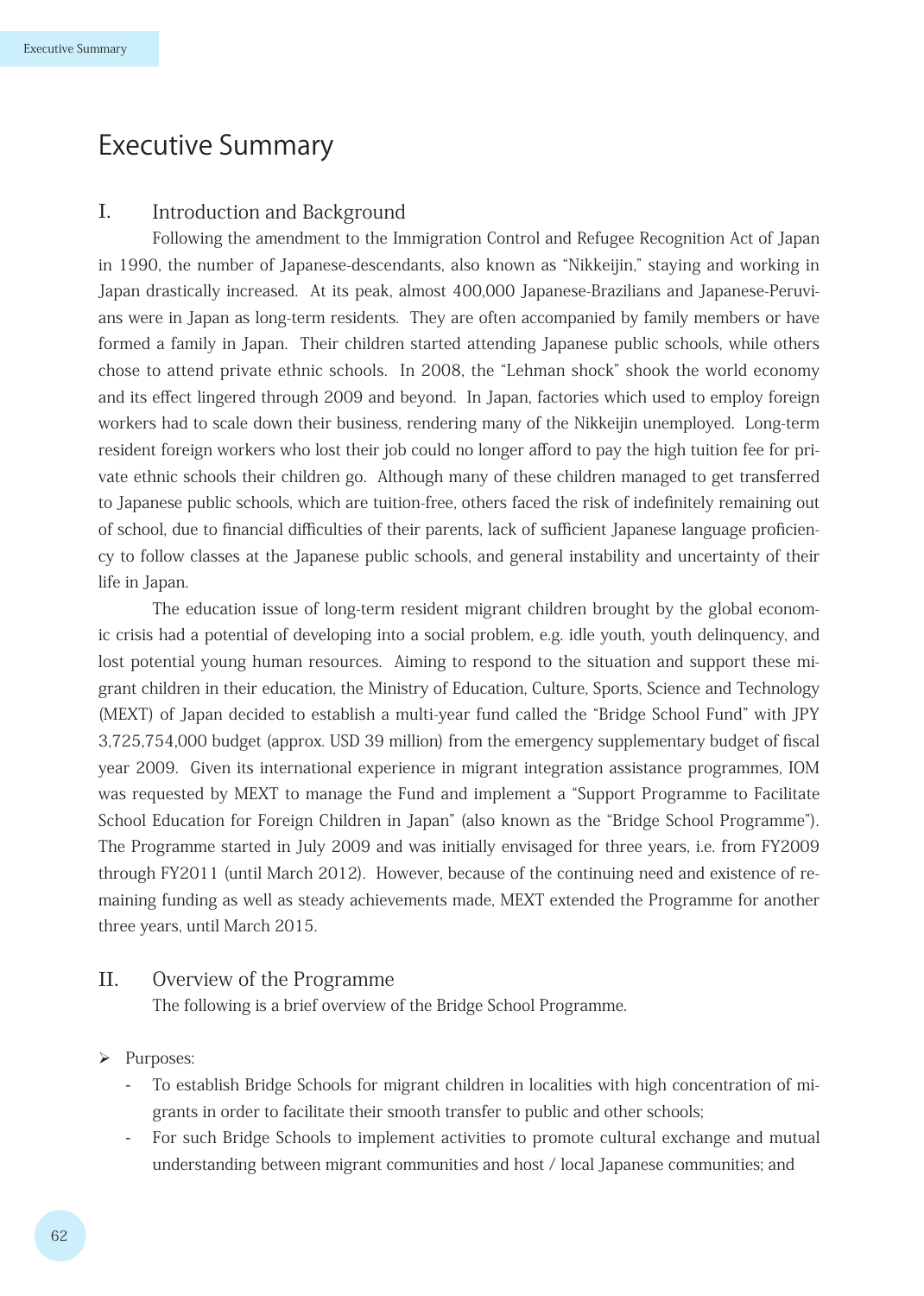# Executive Summary

## I. Introduction and Background

Following the amendment to the Immigration Control and Refugee Recognition Act of Japan in 1990, the number of Japanese-descendants, also known as "Nikkeijin," staying and working in Japan drastically increased. At its peak, almost 400,000 Japanese-Brazilians and Japanese-Peruvians were in Japan as long-term residents. They are often accompanied by family members or have formed a family in Japan. Their children started attending Japanese public schools, while others chose to attend private ethnic schools. In 2008, the "Lehman shock" shook the world economy and its effect lingered through 2009 and beyond. In Japan, factories which used to employ foreign workers had to scale down their business, rendering many of the Nikkeijin unemployed. Long-term resident foreign workers who lost their job could no longer afford to pay the high tuition fee for private ethnic schools their children go. Although many of these children managed to get transferred to Japanese public schools, which are tuition-free, others faced the risk of indefinitely remaining out of school, due to financial difficulties of their parents, lack of sufficient Japanese language proficiency to follow classes at the Japanese public schools, and general instability and uncertainty of their life in Japan.

The education issue of long-term resident migrant children brought by the global economic crisis had a potential of developing into a social problem, e.g. idle youth, youth delinquency, and lost potential young human resources. Aiming to respond to the situation and support these migrant children in their education, the Ministry of Education, Culture, Sports, Science and Technology (MEXT) of Japan decided to establish a multi-year fund called the "Bridge School Fund" with JPY 3,725,754,000 budget (approx. USD 39 million) from the emergency supplementary budget of fiscal year 2009. Given its international experience in migrant integration assistance programmes, IOM was requested by MEXT to manage the Fund and implement a "Support Programme to Facilitate School Education for Foreign Children in Japan" (also known as the "Bridge School Programme"). The Programme started in July 2009 and was initially envisaged for three years, i.e. from FY2009 through FY2011 (until March 2012). However, because of the continuing need and existence of remaining funding as well as steady achievements made, MEXT extended the Programme for another three years, until March 2015.

## II. Overview of the Programme

The following is a brief overview of the Bridge School Programme.

- Purposes:
  - To establish Bridge Schools for migrant children in localities with high concentration of migrants in order to facilitate their smooth transfer to public and other schools;
  - For such Bridge Schools to implement activities to promote cultural exchange and mutual understanding between migrant communities and host / local Japanese communities; and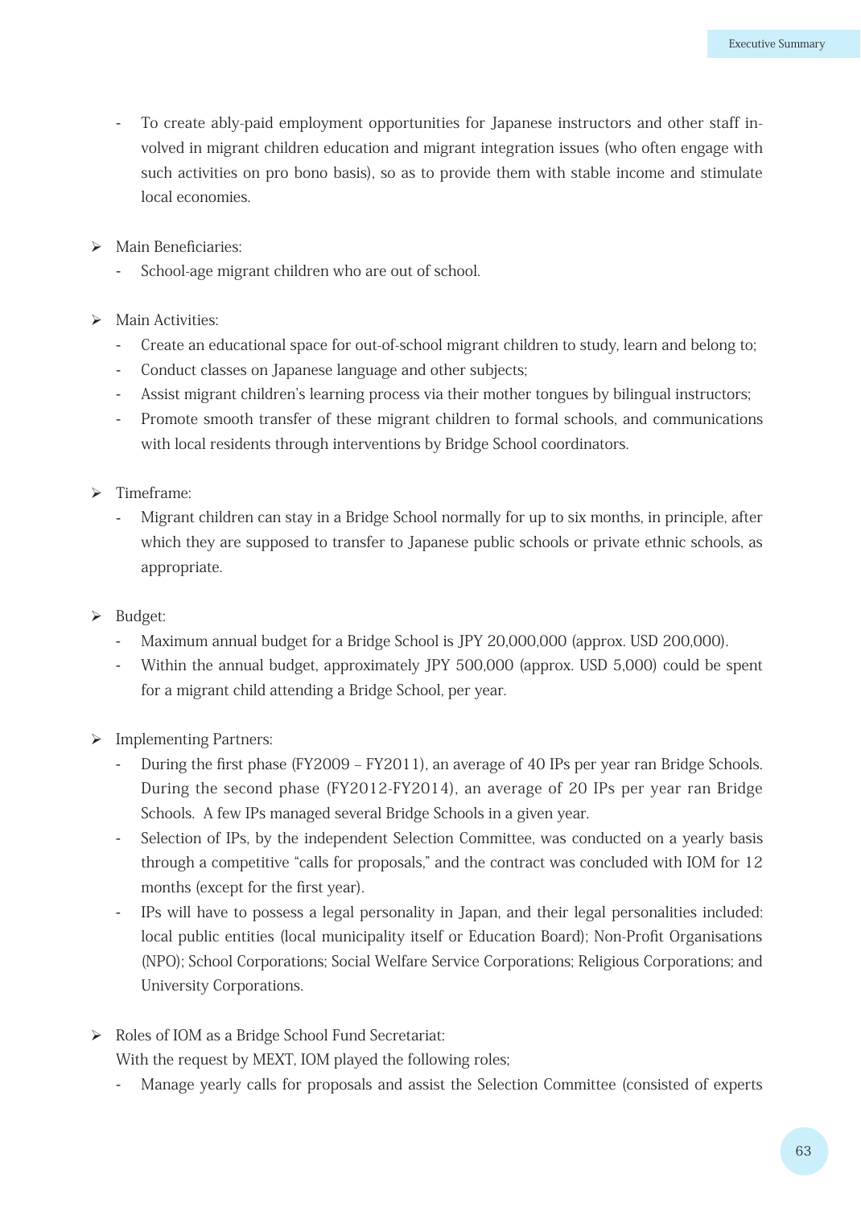- To create ably-paid employment opportunities for Japanese instructors and other staff involved in migrant children education and migrant integration issues (who often engage with such activities on pro bono basis), so as to provide them with stable income and stimulate local economies.

➢ Main Beneficiaries:
- School-age migrant children who are out of school.

➢ Main Activities:
- Create an educational space for out-of-school migrant children to study, learn and belong to;
- Conduct classes on Japanese language and other subjects;
- Assist migrant children's learning process via their mother tongues by bilingual instructors;
- Promote smooth transfer of these migrant children to formal schools, and communications with local residents through interventions by Bridge School coordinators.

➢ Timeframe:
- Migrant children can stay in a Bridge School normally for up to six months, in principle, after which they are supposed to transfer to Japanese public schools or private ethnic schools, as appropriate.

➢ Budget:
- Maximum annual budget for a Bridge School is JPY 20,000,000 (approx. USD 200,000).
- Within the annual budget, approximately JPY 500,000 (approx. USD 5,000) could be spent for a migrant child attending a Bridge School, per year.

➢ Implementing Partners:
- During the first phase (FY2009 – FY2011), an average of 40 IPs per year ran Bridge Schools. During the second phase (FY2012-FY2014), an average of 20 IPs per year ran Bridge Schools. A few IPs managed several Bridge Schools in a given year.
- Selection of IPs, by the independent Selection Committee, was conducted on a yearly basis through a competitive "calls for proposals," and the contract was concluded with IOM for 12 months (except for the first year).
- IPs will have to possess a legal personality in Japan, and their legal personalities included: local public entities (local municipality itself or Education Board); Non-Profit Organisations (NPO); School Corporations; Social Welfare Service Corporations; Religious Corporations; and University Corporations.

➢ Roles of IOM as a Bridge School Fund Secretariat:
With the request by MEXT, IOM played the following roles;
- Manage yearly calls for proposals and assist the Selection Committee (consisted of experts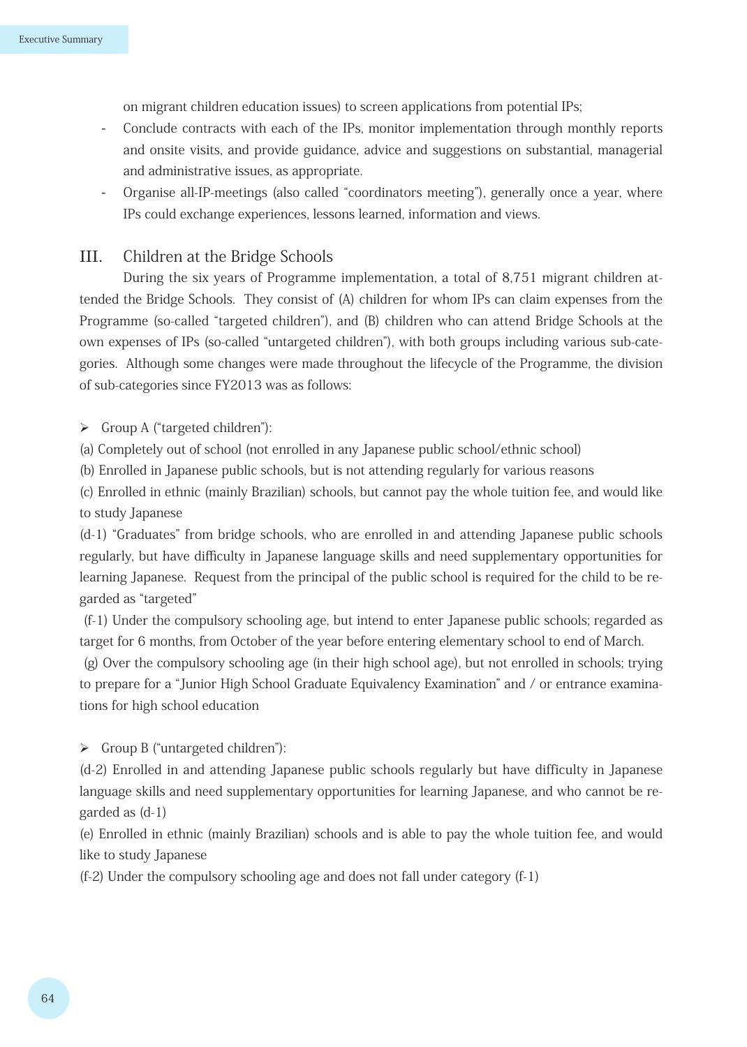on migrant children education issues) to screen applications from potential IPs;

- Conclude contracts with each of the IPs, monitor implementation through monthly reports and onsite visits, and provide guidance, advice and suggestions on substantial, managerial and administrative issues, as appropriate.
- Organise all-IP-meetings (also called "coordinators meeting"), generally once a year, where IPs could exchange experiences, lessons learned, information and views.

## III. Children at the Bridge Schools

During the six years of Programme implementation, a total of 8,751 migrant children attended the Bridge Schools. They consist of (A) children for whom IPs can claim expenses from the Programme (so-called "targeted children"), and (B) children who can attend Bridge Schools at the own expenses of IPs (so-called "untargeted children"), with both groups including various sub-categories. Although some changes were made throughout the lifecycle of the Programme, the division of sub-categories since FY2013 was as follows:

➢ Group A ("targeted children"):

(a) Completely out of school (not enrolled in any Japanese public school/ethnic school)

(b) Enrolled in Japanese public schools, but is not attending regularly for various reasons

(c) Enrolled in ethnic (mainly Brazilian) schools, but cannot pay the whole tuition fee, and would like to study Japanese

(d-1) "Graduates" from bridge schools, who are enrolled in and attending Japanese public schools regularly, but have difficulty in Japanese language skills and need supplementary opportunities for learning Japanese. Request from the principal of the public school is required for the child to be regarded as "targeted"

(f-1) Under the compulsory schooling age, but intend to enter Japanese public schools; regarded as target for 6 months, from October of the year before entering elementary school to end of March.

(g) Over the compulsory schooling age (in their high school age), but not enrolled in schools; trying to prepare for a "Junior High School Graduate Equivalency Examination" and / or entrance examinations for high school education

➢ Group B ("untargeted children"):

(d-2) Enrolled in and attending Japanese public schools regularly but have difficulty in Japanese language skills and need supplementary opportunities for learning Japanese, and who cannot be regarded as (d-1)

(e) Enrolled in ethnic (mainly Brazilian) schools and is able to pay the whole tuition fee, and would like to study Japanese

(f-2) Under the compulsory schooling age and does not fall under category (f-1)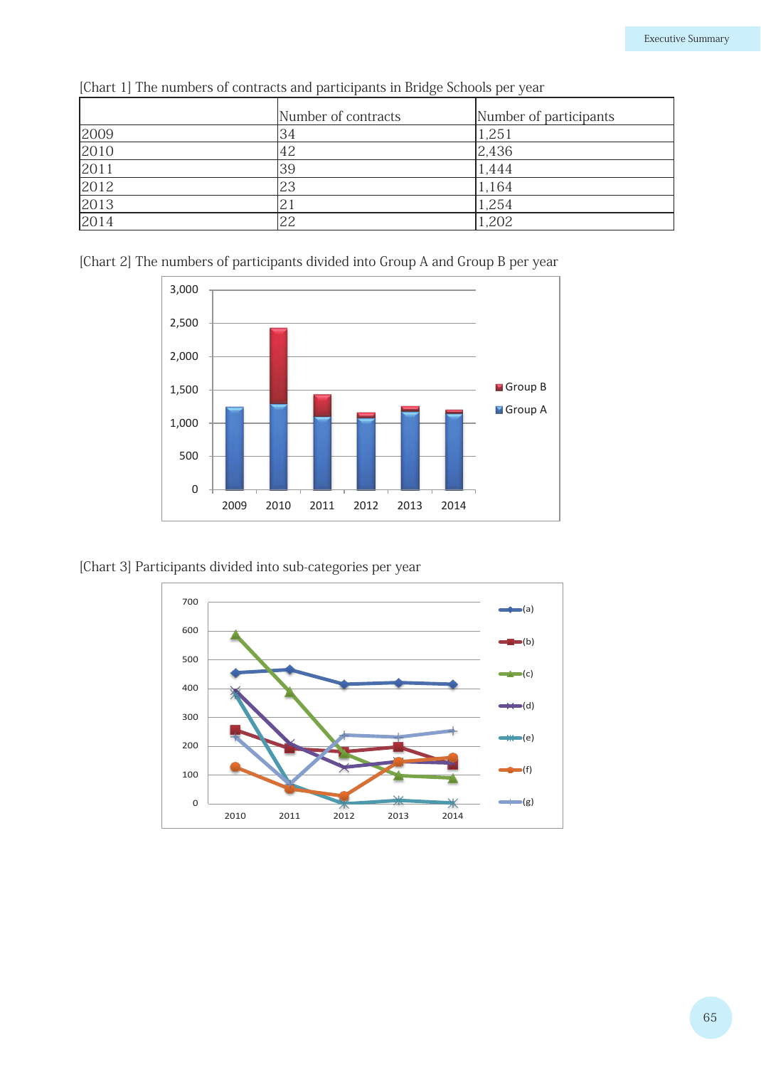[Chart 1] The numbers of contracts and participants in Bridge Schools per year

| | Number of contracts | Number of participants |
|---|---|---|
| 2009 | 34 | 1,251 |
| 2010 | 42 | 2,436 |
| 2011 | 39 | 1,444 |
| 2012 | 23 | 1,164 |
| 2013 | 21 | 1,254 |
| 2014 | 22 | 1,202 |

[Chart 2] The numbers of participants divided into Group A and Group B per year

[Chart 3] Participants divided into sub-categories per year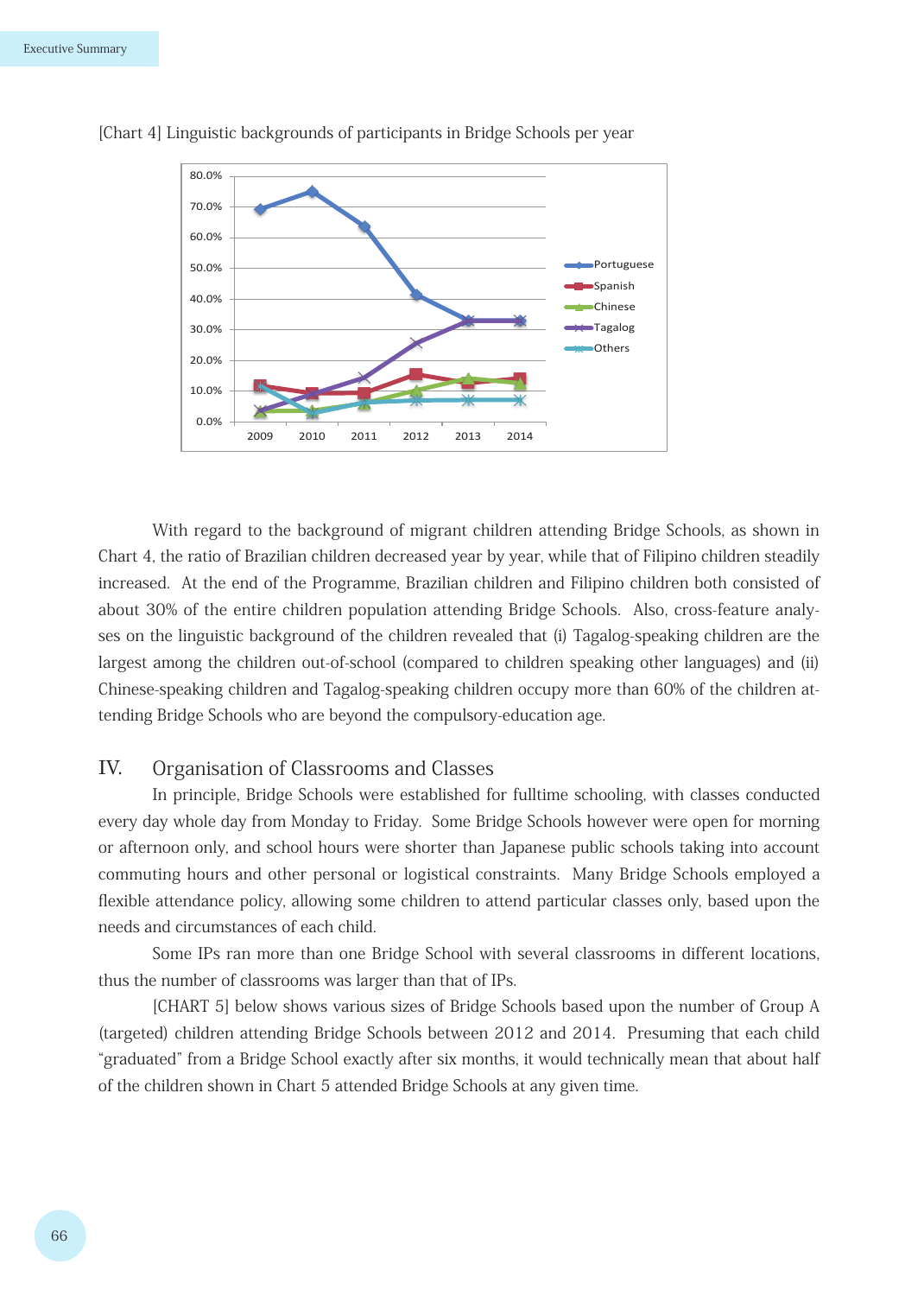[Chart 4] Linguistic backgrounds of participants in Bridge Schools per year

With regard to the background of migrant children attending Bridge Schools, as shown in Chart 4, the ratio of Brazilian children decreased year by year, while that of Filipino children steadily increased. At the end of the Programme, Brazilian children and Filipino children both consisted of about 30% of the entire children population attending Bridge Schools. Also, cross-feature analyses on the linguistic background of the children revealed that (i) Tagalog-speaking children are the largest among the children out-of-school (compared to children speaking other languages) and (ii) Chinese-speaking children and Tagalog-speaking children occupy more than 60% of the children attending Bridge Schools who are beyond the compulsory-education age.

## IV. Organisation of Classrooms and Classes

In principle, Bridge Schools were established for fulltime schooling, with classes conducted every day whole day from Monday to Friday. Some Bridge Schools however were open for morning or afternoon only, and school hours were shorter than Japanese public schools taking into account commuting hours and other personal or logistical constraints. Many Bridge Schools employed a flexible attendance policy, allowing some children to attend particular classes only, based upon the needs and circumstances of each child.

Some IPs ran more than one Bridge School with several classrooms in different locations, thus the number of classrooms was larger than that of IPs.

[CHART 5] below shows various sizes of Bridge Schools based upon the number of Group A (targeted) children attending Bridge Schools between 2012 and 2014. Presuming that each child "graduated" from a Bridge School exactly after six months, it would technically mean that about half of the children shown in Chart 5 attended Bridge Schools at any given time.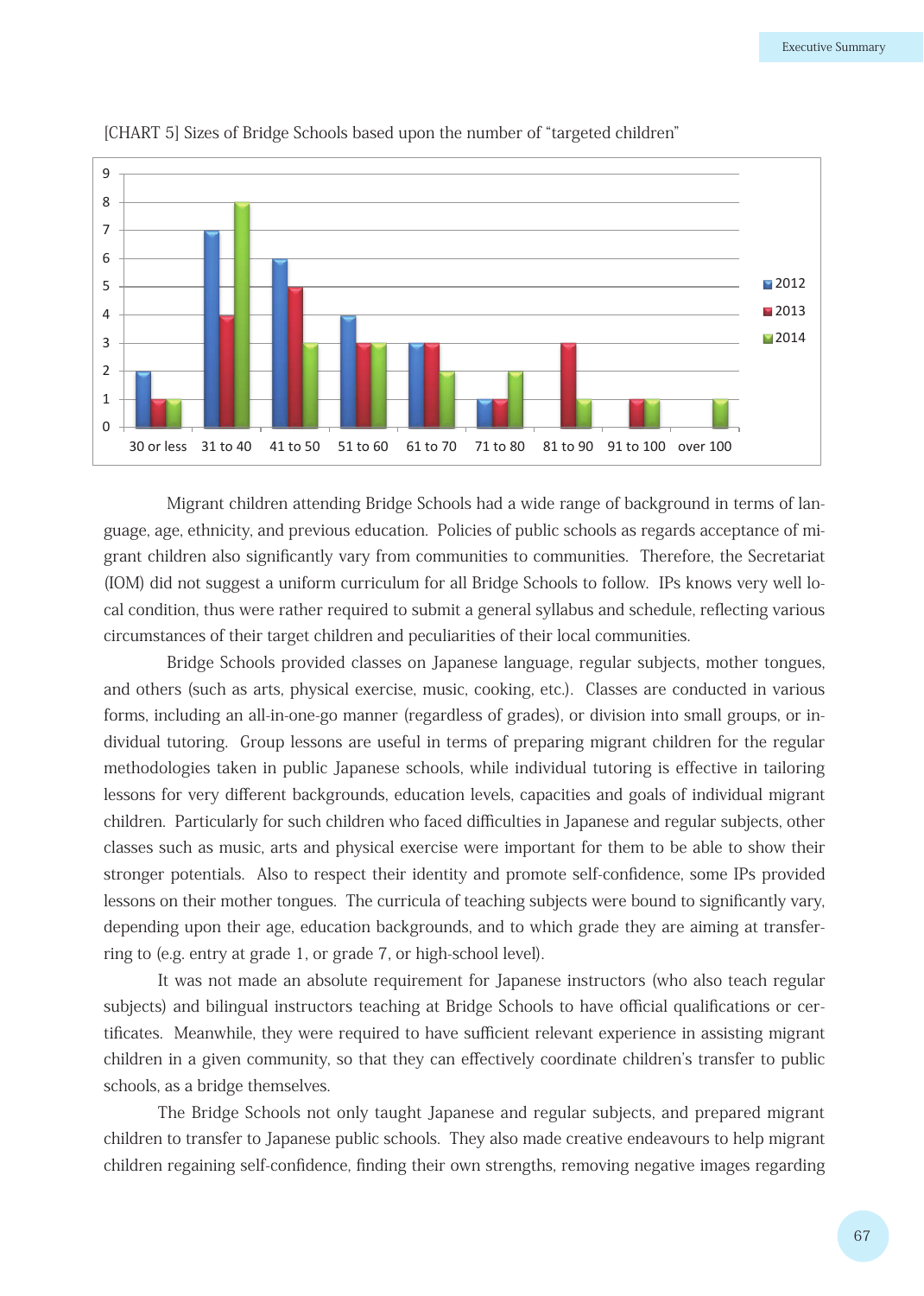[CHART 5] Sizes of Bridge Schools based upon the number of "targeted children"

| | 30 or less | 31 to 40 | 41 to 50 | 51 to 60 | 61 to 70 | 71 to 80 | 81 to 90 | 91 to 100 | over 100 |
|---|---|---|---|---|---|---|---|---|---|
| 2012 | 2 | 7 | 6 | 4 | 3 | 1 | | | |
| 2013 | 1 | 4 | 5 | 3 | 3 | 1 | 3 | 1 | |
| 2014 | 1 | 8 | 3 | 3 | 2 | 2 | 1 | 1 | 1 |

Migrant children attending Bridge Schools had a wide range of background in terms of language, age, ethnicity, and previous education. Policies of public schools as regards acceptance of migrant children also significantly vary from communities to communities. Therefore, the Secretariat (IOM) did not suggest a uniform curriculum for all Bridge Schools to follow. IPs knows very well local condition, thus were rather required to submit a general syllabus and schedule, reflecting various circumstances of their target children and peculiarities of their local communities.

Bridge Schools provided classes on Japanese language, regular subjects, mother tongues, and others (such as arts, physical exercise, music, cooking, etc.). Classes are conducted in various forms, including an all-in-one-go manner (regardless of grades), or division into small groups, or individual tutoring. Group lessons are useful in terms of preparing migrant children for the regular methodologies taken in public Japanese schools, while individual tutoring is effective in tailoring lessons for very different backgrounds, education levels, capacities and goals of individual migrant children. Particularly for such children who faced difficulties in Japanese and regular subjects, other classes such as music, arts and physical exercise were important for them to be able to show their stronger potentials. Also to respect their identity and promote self-confidence, some IPs provided lessons on their mother tongues. The curricula of teaching subjects were bound to significantly vary, depending upon their age, education backgrounds, and to which grade they are aiming at transferring to (e.g. entry at grade 1, or grade 7, or high-school level).

It was not made an absolute requirement for Japanese instructors (who also teach regular subjects) and bilingual instructors teaching at Bridge Schools to have official qualifications or certificates. Meanwhile, they were required to have sufficient relevant experience in assisting migrant children in a given community, so that they can effectively coordinate children's transfer to public schools, as a bridge themselves.

The Bridge Schools not only taught Japanese and regular subjects, and prepared migrant children to transfer to Japanese public schools. They also made creative endeavours to help migrant children regaining self-confidence, finding their own strengths, removing negative images regarding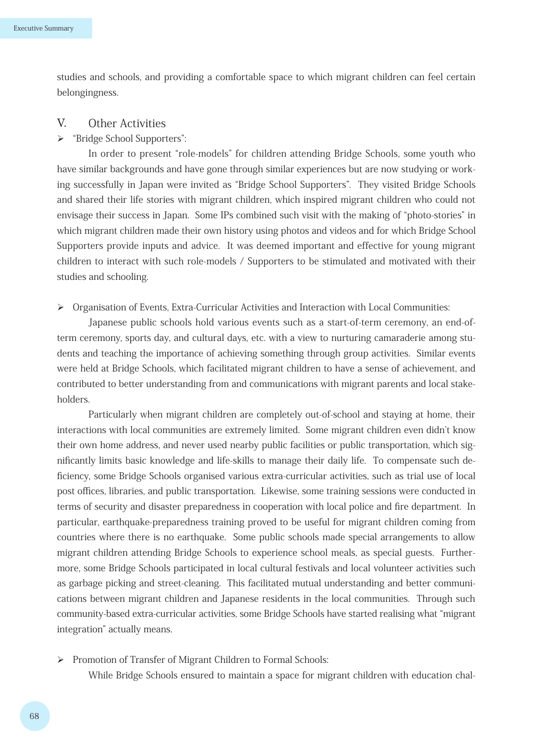studies and schools, and providing a comfortable space to which migrant children can feel certain belongingness.

## V. Other Activities

- "Bridge School Supporters":

In order to present "role-models" for children attending Bridge Schools, some youth who have similar backgrounds and have gone through similar experiences but are now studying or working successfully in Japan were invited as "Bridge School Supporters". They visited Bridge Schools and shared their life stories with migrant children, which inspired migrant children who could not envisage their success in Japan. Some IPs combined such visit with the making of "photo-stories" in which migrant children made their own history using photos and videos and for which Bridge School Supporters provide inputs and advice. It was deemed important and effective for young migrant children to interact with such role-models / Supporters to be stimulated and motivated with their studies and schooling.

- Organisation of Events, Extra-Curricular Activities and Interaction with Local Communities:

Japanese public schools hold various events such as a start-of-term ceremony, an end-of-term ceremony, sports day, and cultural days, etc. with a view to nurturing camaraderie among students and teaching the importance of achieving something through group activities. Similar events were held at Bridge Schools, which facilitated migrant children to have a sense of achievement, and contributed to better understanding from and communications with migrant parents and local stakeholders.

Particularly when migrant children are completely out-of-school and staying at home, their interactions with local communities are extremely limited. Some migrant children even didn't know their own home address, and never used nearby public facilities or public transportation, which significantly limits basic knowledge and life-skills to manage their daily life. To compensate such deficiency, some Bridge Schools organised various extra-curricular activities, such as trial use of local post offices, libraries, and public transportation. Likewise, some training sessions were conducted in terms of security and disaster preparedness in cooperation with local police and fire department. In particular, earthquake-preparedness training proved to be useful for migrant children coming from countries where there is no earthquake. Some public schools made special arrangements to allow migrant children attending Bridge Schools to experience school meals, as special guests. Furthermore, some Bridge Schools participated in local cultural festivals and local volunteer activities such as garbage picking and street-cleaning. This facilitated mutual understanding and better communications between migrant children and Japanese residents in the local communities. Through such community-based extra-curricular activities, some Bridge Schools have started realising what "migrant integration" actually means.

- Promotion of Transfer of Migrant Children to Formal Schools:

While Bridge Schools ensured to maintain a space for migrant children with education chal-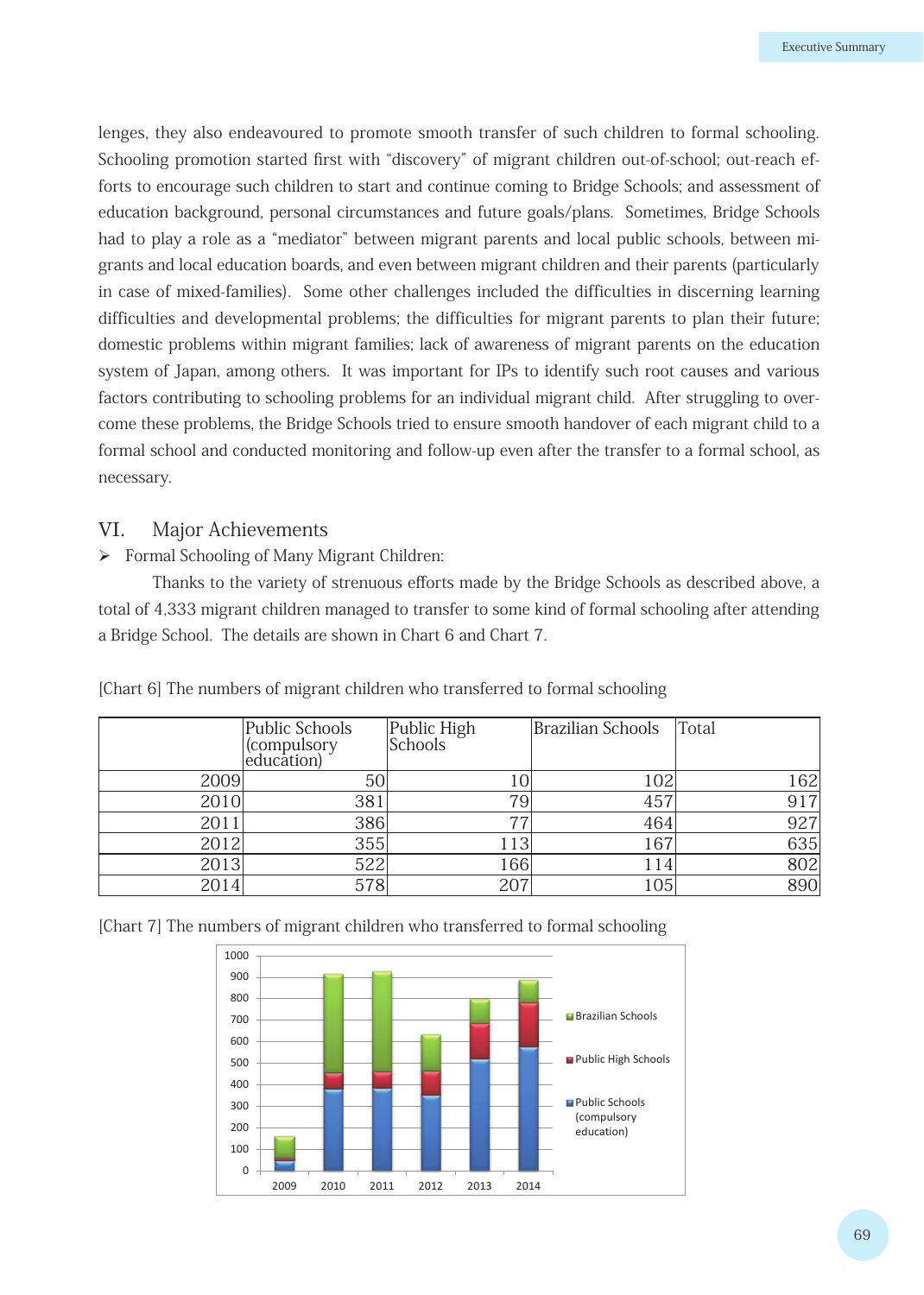lenges, they also endeavoured to promote smooth transfer of such children to formal schooling. Schooling promotion started first with "discovery" of migrant children out-of-school; out-reach efforts to encourage such children to start and continue coming to Bridge Schools; and assessment of education background, personal circumstances and future goals/plans. Sometimes, Bridge Schools had to play a role as a "mediator" between migrant parents and local public schools, between migrants and local education boards, and even between migrant children and their parents (particularly in case of mixed-families). Some other challenges included the difficulties in discerning learning difficulties and developmental problems; the difficulties for migrant parents to plan their future; domestic problems within migrant families; lack of awareness of migrant parents on the education system of Japan, among others. It was important for IPs to identify such root causes and various factors contributing to schooling problems for an individual migrant child. After struggling to overcome these problems, the Bridge Schools tried to ensure smooth handover of each migrant child to a formal school and conducted monitoring and follow-up even after the transfer to a formal school, as necessary.

## VI. Major Achievements

➢ Formal Schooling of Many Migrant Children:

Thanks to the variety of strenuous efforts made by the Bridge Schools as described above, a total of 4,333 migrant children managed to transfer to some kind of formal schooling after attending a Bridge School. The details are shown in Chart 6 and Chart 7.

[Chart 6] The numbers of migrant children who transferred to formal schooling

| | Public Schools (compulsory education) | Public High Schools | Brazilian Schools | Total |
|---|---|---|---|---|
| 2009 | 50 | 10 | 102 | 162 |
| 2010 | 381 | 79 | 457 | 917 |
| 2011 | 386 | 77 | 464 | 927 |
| 2012 | 355 | 113 | 167 | 635 |
| 2013 | 522 | 166 | 114 | 802 |
| 2014 | 578 | 207 | 105 | 890 |

[Chart 7] The numbers of migrant children who transferred to formal schooling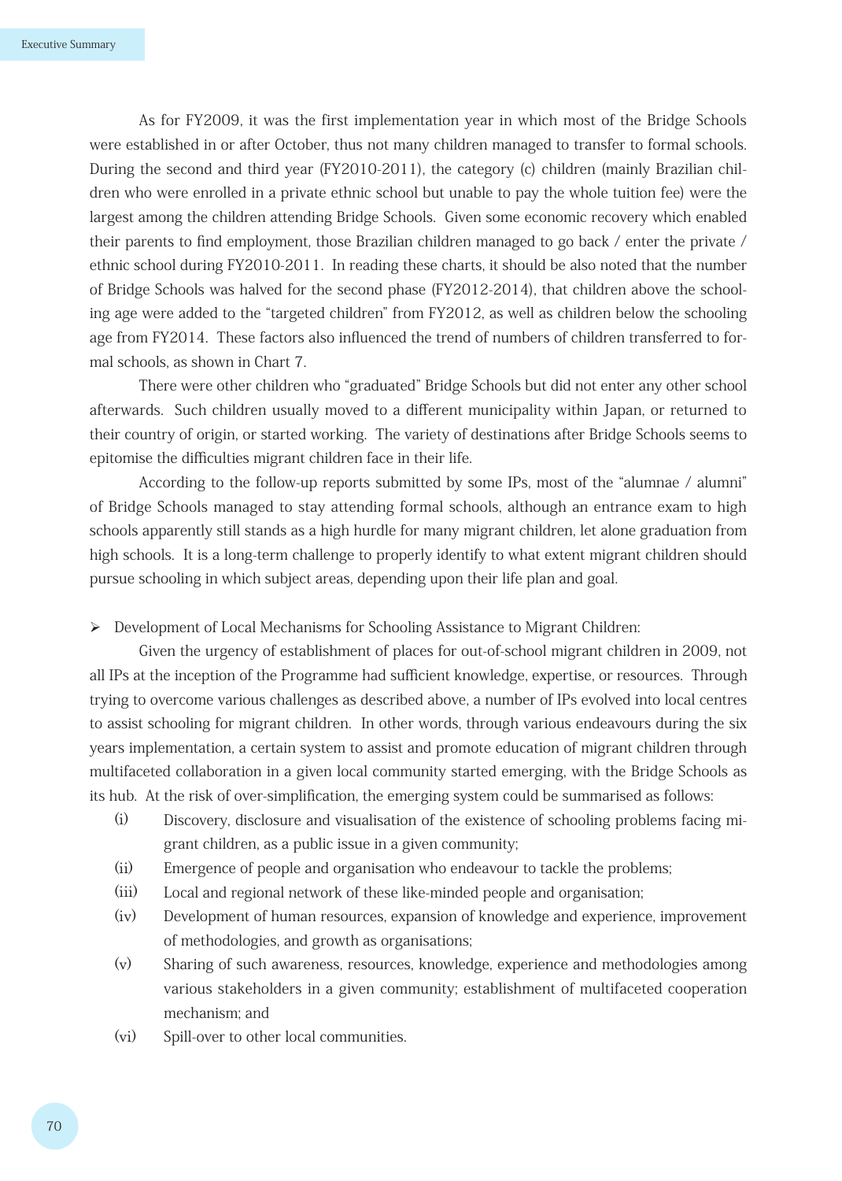As for FY2009, it was the first implementation year in which most of the Bridge Schools were established in or after October, thus not many children managed to transfer to formal schools. During the second and third year (FY2010-2011), the category (c) children (mainly Brazilian children who were enrolled in a private ethnic school but unable to pay the whole tuition fee) were the largest among the children attending Bridge Schools. Given some economic recovery which enabled their parents to find employment, those Brazilian children managed to go back / enter the private / ethnic school during FY2010-2011. In reading these charts, it should be also noted that the number of Bridge Schools was halved for the second phase (FY2012-2014), that children above the schooling age were added to the "targeted children" from FY2012, as well as children below the schooling age from FY2014. These factors also influenced the trend of numbers of children transferred to formal schools, as shown in Chart 7.

There were other children who "graduated" Bridge Schools but did not enter any other school afterwards. Such children usually moved to a different municipality within Japan, or returned to their country of origin, or started working. The variety of destinations after Bridge Schools seems to epitomise the difficulties migrant children face in their life.

According to the follow-up reports submitted by some IPs, most of the "alumnae / alumni" of Bridge Schools managed to stay attending formal schools, although an entrance exam to high schools apparently still stands as a high hurdle for many migrant children, let alone graduation from high schools. It is a long-term challenge to properly identify to what extent migrant children should pursue schooling in which subject areas, depending upon their life plan and goal.

➢ Development of Local Mechanisms for Schooling Assistance to Migrant Children:

Given the urgency of establishment of places for out-of-school migrant children in 2009, not all IPs at the inception of the Programme had sufficient knowledge, expertise, or resources. Through trying to overcome various challenges as described above, a number of IPs evolved into local centres to assist schooling for migrant children. In other words, through various endeavours during the six years implementation, a certain system to assist and promote education of migrant children through multifaceted collaboration in a given local community started emerging, with the Bridge Schools as its hub. At the risk of over-simplification, the emerging system could be summarised as follows:

(i) Discovery, disclosure and visualisation of the existence of schooling problems facing migrant children, as a public issue in a given community;

(ii) Emergence of people and organisation who endeavour to tackle the problems;

(iii) Local and regional network of these like-minded people and organisation;

(iv) Development of human resources, expansion of knowledge and experience, improvement of methodologies, and growth as organisations;

(v) Sharing of such awareness, resources, knowledge, experience and methodologies among various stakeholders in a given community; establishment of multifaceted cooperation mechanism; and

(vi) Spill-over to other local communities.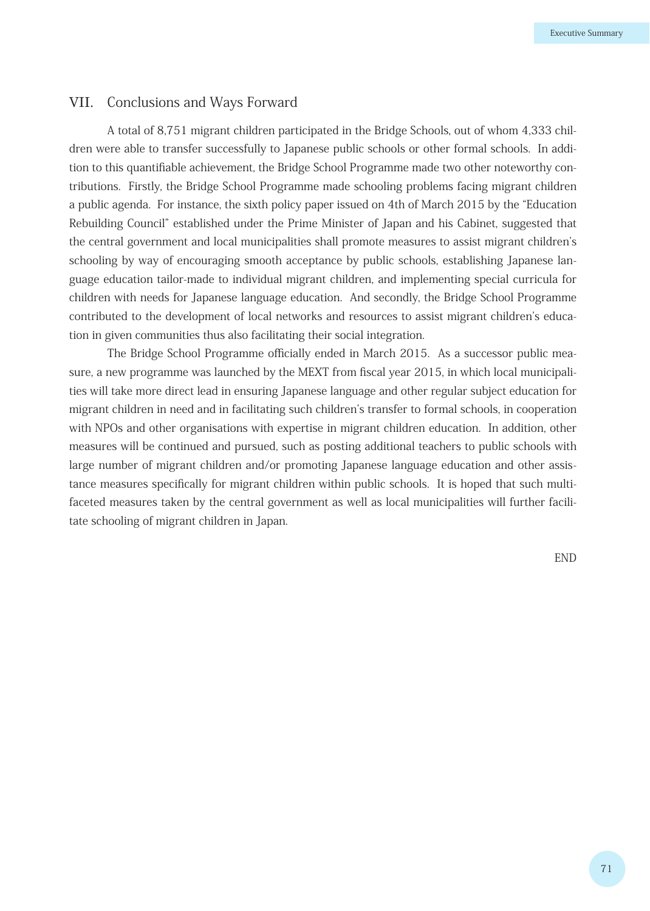## VII. Conclusions and Ways Forward

A total of 8,751 migrant children participated in the Bridge Schools, out of whom 4,333 children were able to transfer successfully to Japanese public schools or other formal schools. In addition to this quantifiable achievement, the Bridge School Programme made two other noteworthy contributions. Firstly, the Bridge School Programme made schooling problems facing migrant children a public agenda. For instance, the sixth policy paper issued on 4th of March 2015 by the "Education Rebuilding Council" established under the Prime Minister of Japan and his Cabinet, suggested that the central government and local municipalities shall promote measures to assist migrant children's schooling by way of encouraging smooth acceptance by public schools, establishing Japanese language education tailor-made to individual migrant children, and implementing special curricula for children with needs for Japanese language education. And secondly, the Bridge School Programme contributed to the development of local networks and resources to assist migrant children's education in given communities thus also facilitating their social integration.

The Bridge School Programme officially ended in March 2015. As a successor public measure, a new programme was launched by the MEXT from fiscal year 2015, in which local municipalities will take more direct lead in ensuring Japanese language and other regular subject education for migrant children in need and in facilitating such children's transfer to formal schools, in cooperation with NPOs and other organisations with expertise in migrant children education. In addition, other measures will be continued and pursued, such as posting additional teachers to public schools with large number of migrant children and/or promoting Japanese language education and other assistance measures specifically for migrant children within public schools. It is hoped that such multifaceted measures taken by the central government as well as local municipalities will further facilitate schooling of migrant children in Japan.

END